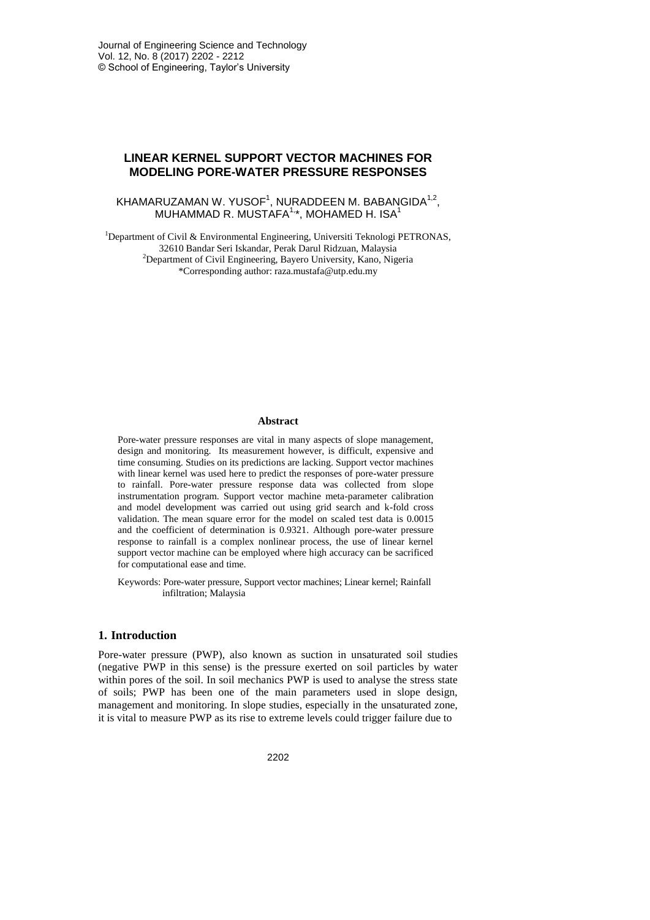# LINEAR KERNEL SUPPORT VECTOR MACHINES FOR MODELING PORE-WATER PRESSURE RESPONSES

KHAMARUZAMAN W. YUSOF[1], NURADDEEN M. BABANGIDA[1,2], MUHAMMAD R. MUSTAFA[1,*], MOHAMED H. ISA[1]

[1]Department of Civil & Environmental Engineering, Universiti Teknologi PETRONAS, 32610 Bandar Seri Iskandar, Perak Darul Ridzuan, Malaysia
[2]Department of Civil Engineering, Bayero University, Kano, Nigeria
*Corresponding author: raza.mustafa@utp.edu.my

### Abstract

Pore-water pressure responses are vital in many aspects of slope management, design and monitoring. Its measurement however, is difficult, expensive and time consuming. Studies on its predictions are lacking. Support vector machines with linear kernel was used here to predict the responses of pore-water pressure to rainfall. Pore-water pressure response data was collected from slope instrumentation program. Support vector machine meta-parameter calibration and model development was carried out using grid search and k-fold cross validation. The mean square error for the model on scaled test data is 0.0015 and the coefficient of determination is 0.9321. Although pore-water pressure response to rainfall is a complex nonlinear process, the use of linear kernel support vector machine can be employed where high accuracy can be sacrificed for computational ease and time.

Keywords: Pore-water pressure, Support vector machines; Linear kernel; Rainfall infiltration; Malaysia

## 1. Introduction

Pore-water pressure (PWP), also known as suction in unsaturated soil studies (negative PWP in this sense) is the pressure exerted on soil particles by water within pores of the soil. In soil mechanics PWP is used to analyse the stress state of soils; PWP has been one of the main parameters used in slope design, management and monitoring. In slope studies, especially in the unsaturated zone, it is vital to measure PWP as its rise to extreme levels could trigger failure due to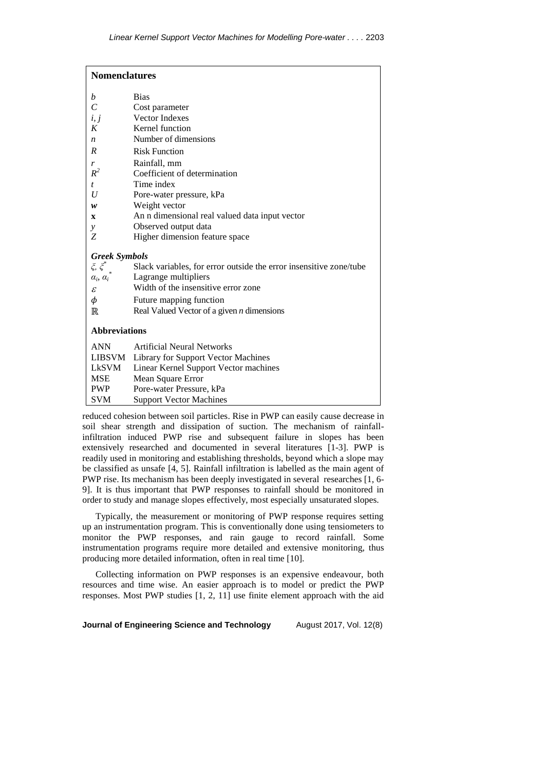## Nomenclatures

| | |
|---|---|
| $b$ | Bias |
| $C$ | Cost parameter |
| $i, j$ | Vector Indexes |
| $K$ | Kernel function |
| $n$ | Number of dimensions |
| $R$ | Risk Function |
| $r$ | Rainfall, mm |
| $R^2$ | Coefficient of determination |
| $t$ | Time index |
| $U$ | Pore-water pressure, kPa |
| $\boldsymbol{w}$ | Weight vector |
| $\mathbf{x}$ | An n dimensional real valued data input vector |
| $y$ | Observed output data |
| $Z$ | Higher dimension feature space |

### Greek Symbols

| | |
|---|---|
| $\xi, \xi^*$ | Slack variables, for error outside the error insensitive zone/tube |
| $\alpha_i, \alpha_i^*$ | Lagrange multipliers |
| $\varepsilon$ | Width of the insensitive error zone |
| $\phi$ | Future mapping function |
| $\mathbb{R}$ | Real Valued Vector of a given *n* dimensions |

### Abbreviations

| | |
|---|---|
| ANN | Artificial Neural Networks |
| LIBSVM | Library for Support Vector Machines |
| LkSVM | Linear Kernel Support Vector machines |
| MSE | Mean Square Error |
| PWP | Pore-water Pressure, kPa |
| SVM | Support Vector Machines |

reduced cohesion between soil particles. Rise in PWP can easily cause decrease in soil shear strength and dissipation of suction. The mechanism of rainfall-infiltration induced PWP rise and subsequent failure in slopes has been extensively researched and documented in several literatures [1-3]. PWP is readily used in monitoring and establishing thresholds, beyond which a slope may be classified as unsafe [4, 5]. Rainfall infiltration is labelled as the main agent of PWP rise. Its mechanism has been deeply investigated in several researches [1, 6-9]. It is thus important that PWP responses to rainfall should be monitored in order to study and manage slopes effectively, most especially unsaturated slopes.

Typically, the measurement or monitoring of PWP response requires setting up an instrumentation program. This is conventionally done using tensiometers to monitor the PWP responses, and rain gauge to record rainfall. Some instrumentation programs require more detailed and extensive monitoring, thus producing more detailed information, often in real time [10].

Collecting information on PWP responses is an expensive endeavour, both resources and time wise. An easier approach is to model or predict the PWP responses. Most PWP studies [1, 2, 11] use finite element approach with the aid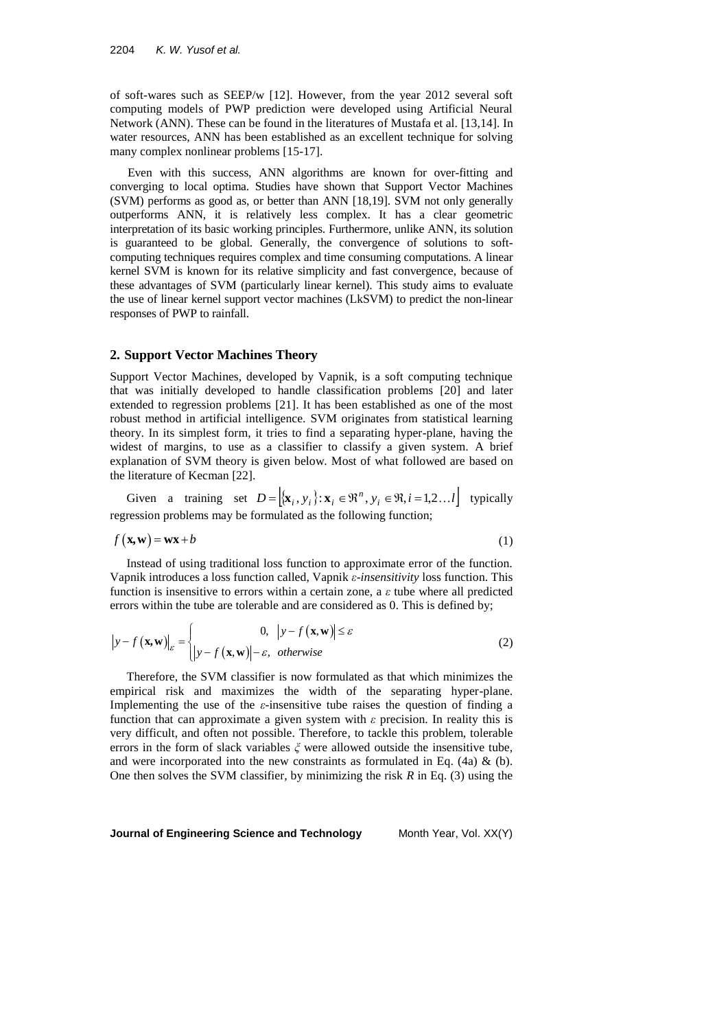of soft-wares such as SEEP/w [12]. However, from the year 2012 several soft computing models of PWP prediction were developed using Artificial Neural Network (ANN). These can be found in the literatures of Mustafa et al. [13,14]. In water resources, ANN has been established as an excellent technique for solving many complex nonlinear problems [15-17].

Even with this success, ANN algorithms are known for over-fitting and converging to local optima. Studies have shown that Support Vector Machines (SVM) performs as good as, or better than ANN [18,19]. SVM not only generally outperforms ANN, it is relatively less complex. It has a clear geometric interpretation of its basic working principles. Furthermore, unlike ANN, its solution is guaranteed to be global. Generally, the convergence of solutions to soft-computing techniques requires complex and time consuming computations. A linear kernel SVM is known for its relative simplicity and fast convergence, because of these advantages of SVM (particularly linear kernel). This study aims to evaluate the use of linear kernel support vector machines (LkSVM) to predict the non-linear responses of PWP to rainfall.

## 2. Support Vector Machines Theory

Support Vector Machines, developed by Vapnik, is a soft computing technique that was initially developed to handle classification problems [20] and later extended to regression problems [21]. It has been established as one of the most robust method in artificial intelligence. SVM originates from statistical learning theory. In its simplest form, it tries to find a separating hyper-plane, having the widest of margins, to use as a classifier to classify a given system. A brief explanation of SVM theory is given below. Most of what followed are based on the literature of Kecman [22].

Given a training set $D = \left[\{\mathbf{x}_i, y_i\}: \mathbf{x}_i \in \Re^n, y_i \in \Re, i = 1,2\ldots l\right]$ typically regression problems may be formulated as the following function;

$$f(\mathbf{x}, \mathbf{w}) = \mathbf{w}\mathbf{x} + b \tag{1}$$

Instead of using traditional loss function to approximate error of the function. Vapnik introduces a loss function called, Vapnik *ε-insensitivity* loss function. This function is insensitive to errors within a certain zone, a $\varepsilon$ tube where all predicted errors within the tube are tolerable and are considered as 0. This is defined by;

$$\left|y - f(\mathbf{x}, \mathbf{w})\right|_{\varepsilon} = \begin{cases} 0, & \left|y - f(\mathbf{x}, \mathbf{w})\right| \le \varepsilon \\ \left|y - f(\mathbf{x}, \mathbf{w})\right| - \varepsilon, & \textit{otherwise} \end{cases} \tag{2}$$

Therefore, the SVM classifier is now formulated as that which minimizes the empirical risk and maximizes the width of the separating hyper-plane. Implementing the use of the $\varepsilon$-insensitive tube raises the question of finding a function that can approximate a given system with $\varepsilon$ precision. In reality this is very difficult, and often not possible. Therefore, to tackle this problem, tolerable errors in the form of slack variables $\xi$ were allowed outside the insensitive tube, and were incorporated into the new constraints as formulated in Eq. (4a) & (b). One then solves the SVM classifier, by minimizing the risk $R$ in Eq. (3) using the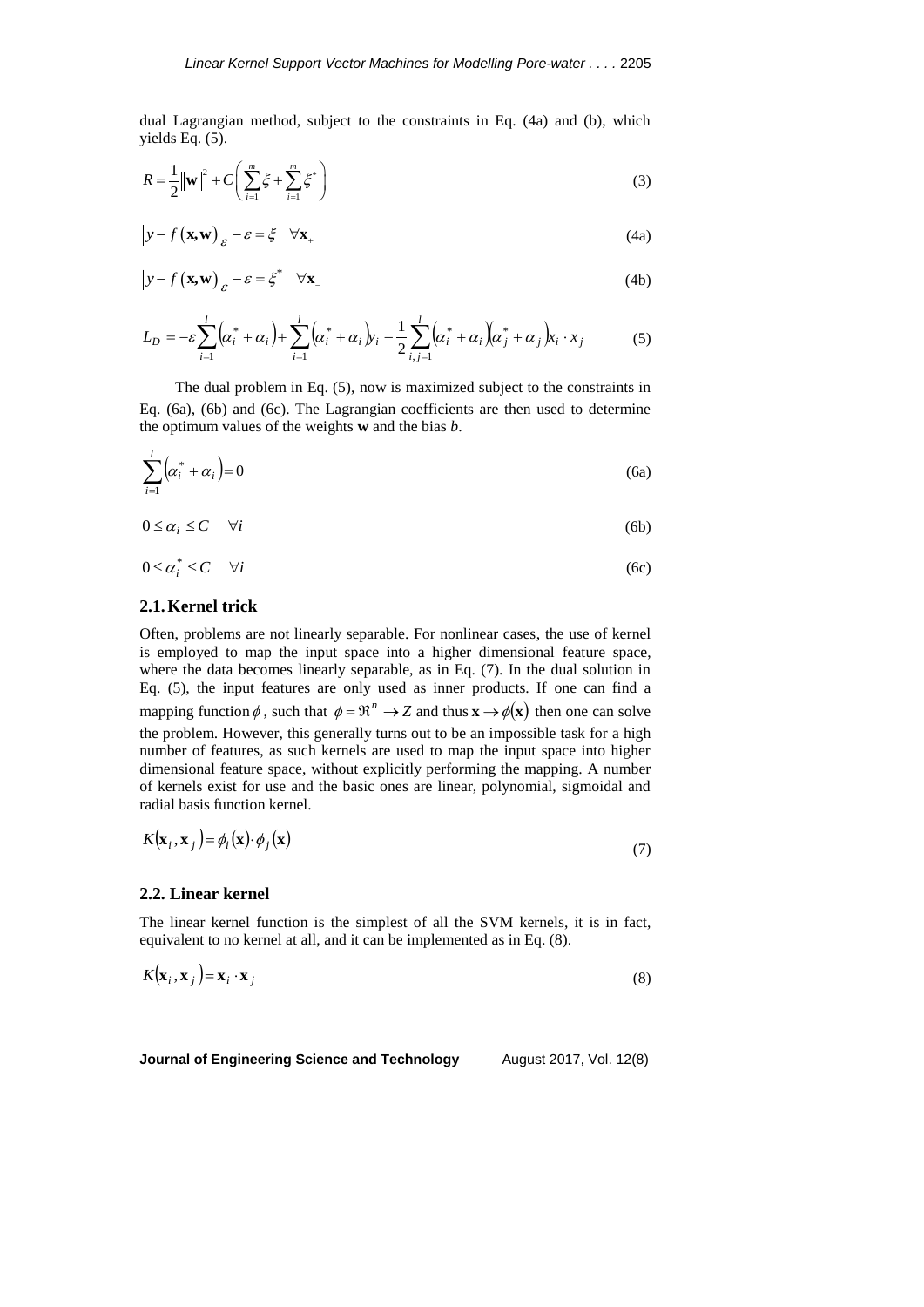dual Lagrangian method, subject to the constraints in Eq. (4a) and (b), which yields Eq. (5).

$$R = \frac{1}{2}\|\mathbf{w}\|^2 + C\left(\sum_{i=1}^{m}\xi + \sum_{i=1}^{m}\xi^*\right) \tag{3}$$

$$\left|y - f\left(\mathbf{x},\mathbf{w}\right)\right|_{\varepsilon} - \varepsilon = \xi \quad \forall \mathbf{x}_+ \tag{4a}$$

$$\left|y - f\left(\mathbf{x},\mathbf{w}\right)\right|_{\varepsilon} - \varepsilon = \xi^* \quad \forall \mathbf{x}_- \tag{4b}$$

$$L_D = -\varepsilon\sum_{i=1}^{l}\left(\alpha_i^* + \alpha_i\right) + \sum_{i=1}^{l}\left(\alpha_i^* + \alpha_i\right)y_i - \frac{1}{2}\sum_{i,j=1}^{l}\left(\alpha_i^* + \alpha_i\right)\left(\alpha_j^* + \alpha_j\right)x_i \cdot x_j \tag{5}$$

The dual problem in Eq. (5), now is maximized subject to the constraints in Eq. (6a), (6b) and (6c). The Lagrangian coefficients are then used to determine the optimum values of the weights **w** and the bias *b*.

$$\sum_{i=1}^{l}\left(\alpha_i^* + \alpha_i\right) = 0 \tag{6a}$$

$$0 \le \alpha_i \le C \quad \forall i \tag{6b}$$

$$0 \le \alpha_i^* \le C \quad \forall i \tag{6c}$$

## 2.1. Kernel trick

Often, problems are not linearly separable. For nonlinear cases, the use of kernel is employed to map the input space into a higher dimensional feature space, where the data becomes linearly separable, as in Eq. (7). In the dual solution in Eq. (5), the input features are only used as inner products. If one can find a mapping function $\phi$, such that $\phi = \Re^n \to Z$ and thus $\mathbf{x} \to \phi(\mathbf{x})$ then one can solve the problem. However, this generally turns out to be an impossible task for a high number of features, as such kernels are used to map the input space into higher dimensional feature space, without explicitly performing the mapping. A number of kernels exist for use and the basic ones are linear, polynomial, sigmoidal and radial basis function kernel.

$$K\left(\mathbf{x}_i, \mathbf{x}_j\right) = \phi_i(\mathbf{x}) \cdot \phi_j(\mathbf{x}) \tag{7}$$

## 2.2. Linear kernel

The linear kernel function is the simplest of all the SVM kernels, it is in fact, equivalent to no kernel at all, and it can be implemented as in Eq. (8).

$$K\left(\mathbf{x}_i, \mathbf{x}_j\right) = \mathbf{x}_i \cdot \mathbf{x}_j \tag{8}$$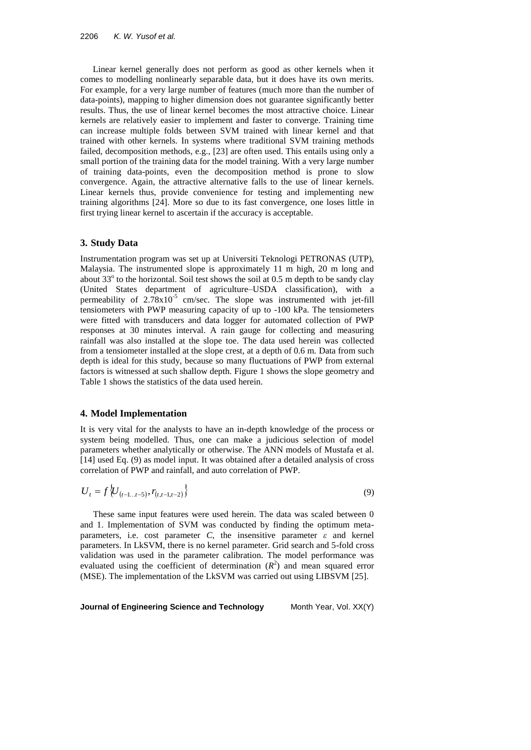Linear kernel generally does not perform as good as other kernels when it comes to modelling nonlinearly separable data, but it does have its own merits. For example, for a very large number of features (much more than the number of data-points), mapping to higher dimension does not guarantee significantly better results. Thus, the use of linear kernel becomes the most attractive choice. Linear kernels are relatively easier to implement and faster to converge. Training time can increase multiple folds between SVM trained with linear kernel and that trained with other kernels. In systems where traditional SVM training methods failed, decomposition methods, e.g., [23] are often used. This entails using only a small portion of the training data for the model training. With a very large number of training data-points, even the decomposition method is prone to slow convergence. Again, the attractive alternative falls to the use of linear kernels. Linear kernels thus, provide convenience for testing and implementing new training algorithms [24]. More so due to its fast convergence, one loses little in first trying linear kernel to ascertain if the accuracy is acceptable.

## 3. Study Data

Instrumentation program was set up at Universiti Teknologi PETRONAS (UTP), Malaysia. The instrumented slope is approximately 11 m high, 20 m long and about 33$^{o}$ to the horizontal. Soil test shows the soil at 0.5 m depth to be sandy clay (United States department of agriculture–USDA classification), with a permeability of $2.78 \times 10^{-5}$ cm/sec. The slope was instrumented with jet-fill tensiometers with PWP measuring capacity of up to -100 kPa. The tensiometers were fitted with transducers and data logger for automated collection of PWP responses at 30 minutes interval. A rain gauge for collecting and measuring rainfall was also installed at the slope toe. The data used herein was collected from a tensiometer installed at the slope crest, at a depth of 0.6 m. Data from such depth is ideal for this study, because so many fluctuations of PWP from external factors is witnessed at such shallow depth. Figure 1 shows the slope geometry and Table 1 shows the statistics of the data used herein.

## 4. Model Implementation

It is very vital for the analysts to have an in-depth knowledge of the process or system being modelled. Thus, one can make a judicious selection of model parameters whether analytically or otherwise. The ANN models of Mustafa et al. [14] used Eq. (9) as model input. It was obtained after a detailed analysis of cross correlation of PWP and rainfall, and auto correlation of PWP.

$$U_t = f\left\{U_{(t-1..t-5)}, r_{(t,t-1,t-2)}\right\} \tag{9}$$

These same input features were used herein. The data was scaled between 0 and 1. Implementation of SVM was conducted by finding the optimum meta-parameters, i.e. cost parameter $C$, the insensitive parameter $\varepsilon$ and kernel parameters. In LkSVM, there is no kernel parameter. Grid search and 5-fold cross validation was used in the parameter calibration. The model performance was evaluated using the coefficient of determination ($R^2$) and mean squared error (MSE). The implementation of the LkSVM was carried out using LIBSVM [25].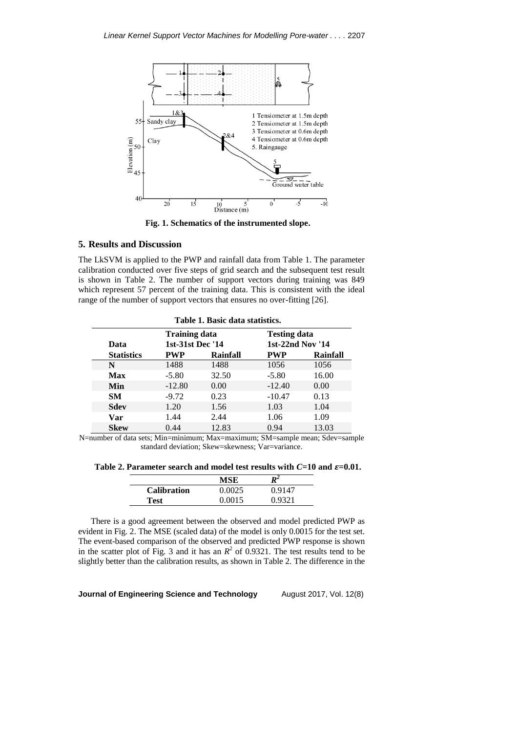Fig. 1. Schematics of the instrumented slope.

## 5. Results and Discussion

The LkSVM is applied to the PWP and rainfall data from Table 1. The parameter calibration conducted over five steps of grid search and the subsequent test result is shown in Table 2. The number of support vectors during training was 849 which represent 57 percent of the training data. This is consistent with the ideal range of the number of support vectors that ensures no over-fitting [26].

**Table 1. Basic data statistics.**

| Data | Training data 1st-31st Dec '14 | | Testing data 1st-22nd Nov '14 | |
|---|---|---|---|---|
| **Statistics** | **PWP** | **Rainfall** | **PWP** | **Rainfall** |
| **N** | 1488 | 1488 | 1056 | 1056 |
| **Max** | -5.80 | 32.50 | -5.80 | 16.00 |
| **Min** | -12.80 | 0.00 | -12.40 | 0.00 |
| **SM** | -9.72 | 0.23 | -10.47 | 0.13 |
| **Sdev** | 1.20 | 1.56 | 1.03 | 1.04 |
| **Var** | 1.44 | 2.44 | 1.06 | 1.09 |
| **Skew** | 0.44 | 12.83 | 0.94 | 13.03 |

N=number of data sets; Min=minimum; Max=maximum; SM=sample mean; Sdev=sample standard deviation; Skew=skewness; Var=variance.

**Table 2. Parameter search and model test results with $C$=10 and $\varepsilon$=0.01.**

| | MSE | $R^2$ |
|---|---|---|
| **Calibration** | 0.0025 | 0.9147 |
| **Test** | 0.0015 | 0.9321 |

There is a good agreement between the observed and model predicted PWP as evident in Fig. 2. The MSE (scaled data) of the model is only 0.0015 for the test set. The event-based comparison of the observed and predicted PWP response is shown in the scatter plot of Fig. 3 and it has an $R^2$ of 0.9321. The test results tend to be slightly better than the calibration results, as shown in Table 2. The difference in the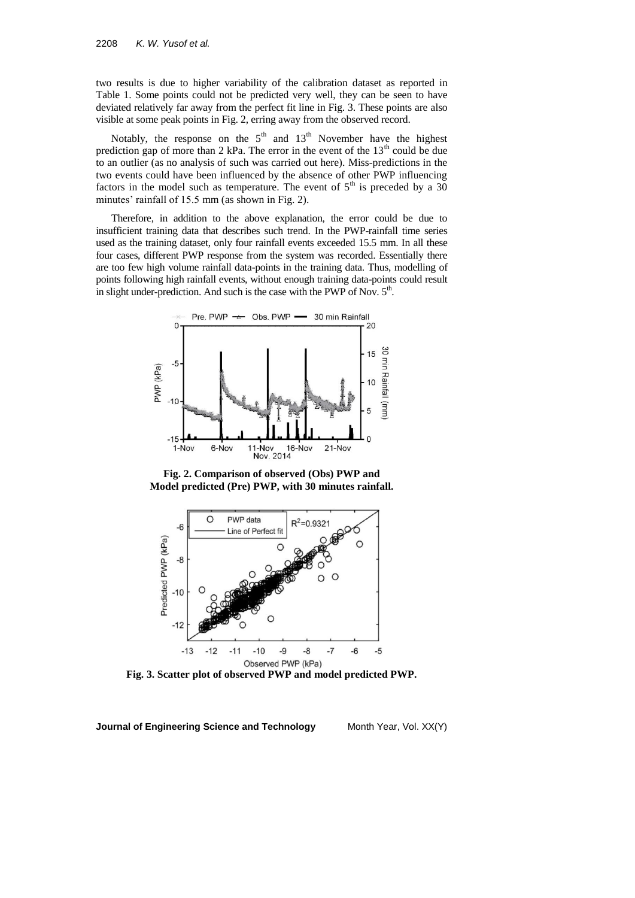two results is due to higher variability of the calibration dataset as reported in Table 1. Some points could not be predicted very well, they can be seen to have deviated relatively far away from the perfect fit line in Fig. 3. These points are also visible at some peak points in Fig. 2, erring away from the observed record.

Notably, the response on the $5^{th}$ and $13^{th}$ November have the highest prediction gap of more than 2 kPa. The error in the event of the $13^{th}$ could be due to an outlier (as no analysis of such was carried out here). Miss-predictions in the two events could have been influenced by the absence of other PWP influencing factors in the model such as temperature. The event of $5^{th}$ is preceded by a 30 minutes' rainfall of 15.5 mm (as shown in Fig. 2).

Therefore, in addition to the above explanation, the error could be due to insufficient training data that describes such trend. In the PWP-rainfall time series used as the training dataset, only four rainfall events exceeded 15.5 mm. In all these four cases, different PWP response from the system was recorded. Essentially there are too few high volume rainfall data-points in the training data. Thus, modelling of points following high rainfall events, without enough training data-points could result in slight under-prediction. And such is the case with the PWP of Nov. $5^{th}$.

**Fig. 2. Comparison of observed (Obs) PWP and Model predicted (Pre) PWP, with 30 minutes rainfall.**

**Fig. 3. Scatter plot of observed PWP and model predicted PWP.**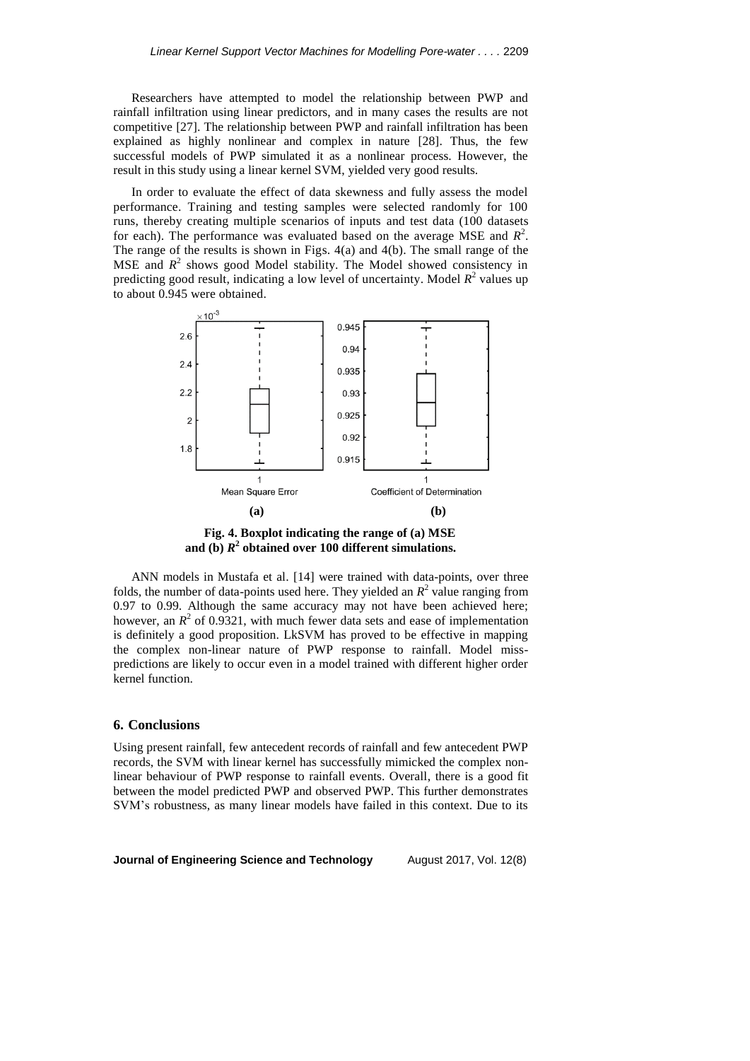Researchers have attempted to model the relationship between PWP and rainfall infiltration using linear predictors, and in many cases the results are not competitive [27]. The relationship between PWP and rainfall infiltration has been explained as highly nonlinear and complex in nature [28]. Thus, the few successful models of PWP simulated it as a nonlinear process. However, the result in this study using a linear kernel SVM, yielded very good results.

In order to evaluate the effect of data skewness and fully assess the model performance. Training and testing samples were selected randomly for 100 runs, thereby creating multiple scenarios of inputs and test data (100 datasets for each). The performance was evaluated based on the average MSE and $R^2$. The range of the results is shown in Figs. 4(a) and 4(b). The small range of the MSE and $R^2$ shows good Model stability. The Model showed consistency in predicting good result, indicating a low level of uncertainty. Model $R^2$ values up to about 0.945 were obtained.

**Fig. 4. Boxplot indicating the range of (a) MSE and (b) $R^2$ obtained over 100 different simulations.**

ANN models in Mustafa et al. [14] were trained with data-points, over three folds, the number of data-points used here. They yielded an $R^2$ value ranging from 0.97 to 0.99. Although the same accuracy may not have been achieved here; however, an $R^2$ of 0.9321, with much fewer data sets and ease of implementation is definitely a good proposition. LkSVM has proved to be effective in mapping the complex non-linear nature of PWP response to rainfall. Model miss-predictions are likely to occur even in a model trained with different higher order kernel function.

## 6. Conclusions

Using present rainfall, few antecedent records of rainfall and few antecedent PWP records, the SVM with linear kernel has successfully mimicked the complex non-linear behaviour of PWP response to rainfall events. Overall, there is a good fit between the model predicted PWP and observed PWP. This further demonstrates SVM's robustness, as many linear models have failed in this context. Due to its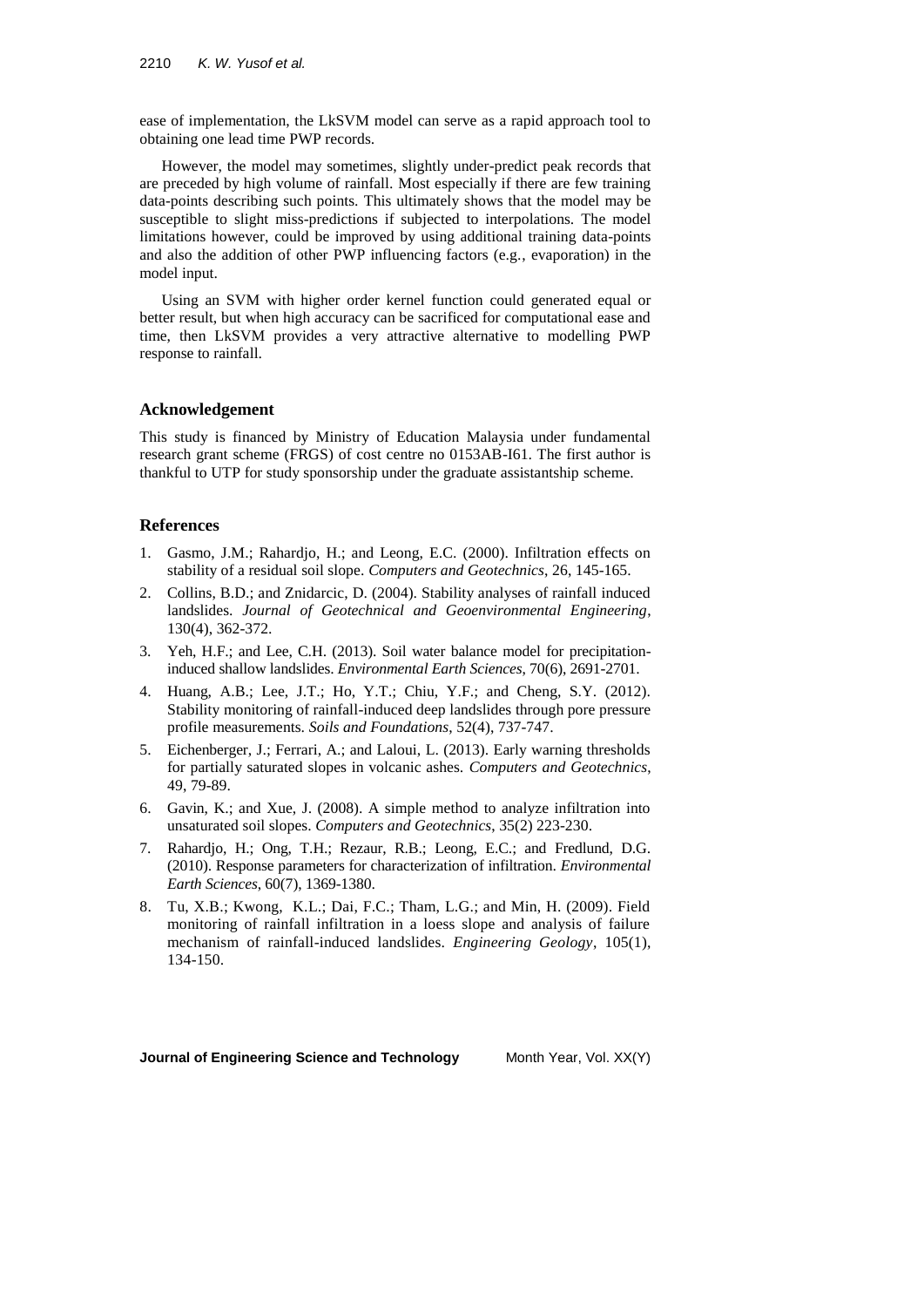ease of implementation, the LkSVM model can serve as a rapid approach tool to obtaining one lead time PWP records.

However, the model may sometimes, slightly under-predict peak records that are preceded by high volume of rainfall. Most especially if there are few training data-points describing such points. This ultimately shows that the model may be susceptible to slight miss-predictions if subjected to interpolations. The model limitations however, could be improved by using additional training data-points and also the addition of other PWP influencing factors (e.g., evaporation) in the model input.

Using an SVM with higher order kernel function could generated equal or better result, but when high accuracy can be sacrificed for computational ease and time, then LkSVM provides a very attractive alternative to modelling PWP response to rainfall.

## Acknowledgement

This study is financed by Ministry of Education Malaysia under fundamental research grant scheme (FRGS) of cost centre no 0153AB-I61. The first author is thankful to UTP for study sponsorship under the graduate assistantship scheme.

## References

1. Gasmo, J.M.; Rahardjo, H.; and Leong, E.C. (2000). Infiltration effects on stability of a residual soil slope. *Computers and Geotechnics*, 26, 145-165.
2. Collins, B.D.; and Znidarcic, D. (2004). Stability analyses of rainfall induced landslides. *Journal of Geotechnical and Geoenvironmental Engineering*, 130(4), 362-372.
3. Yeh, H.F.; and Lee, C.H. (2013). Soil water balance model for precipitation-induced shallow landslides. *Environmental Earth Sciences*, 70(6), 2691-2701.
4. Huang, A.B.; Lee, J.T.; Ho, Y.T.; Chiu, Y.F.; and Cheng, S.Y. (2012). Stability monitoring of rainfall-induced deep landslides through pore pressure profile measurements. *Soils and Foundations*, 52(4), 737-747.
5. Eichenberger, J.; Ferrari, A.; and Laloui, L. (2013). Early warning thresholds for partially saturated slopes in volcanic ashes. *Computers and Geotechnics*, 49, 79-89.
6. Gavin, K.; and Xue, J. (2008). A simple method to analyze infiltration into unsaturated soil slopes. *Computers and Geotechnics*, 35(2) 223-230.
7. Rahardjo, H.; Ong, T.H.; Rezaur, R.B.; Leong, E.C.; and Fredlund, D.G. (2010). Response parameters for characterization of infiltration. *Environmental Earth Sciences*, 60(7), 1369-1380.
8. Tu, X.B.; Kwong, K.L.; Dai, F.C.; Tham, L.G.; and Min, H. (2009). Field monitoring of rainfall infiltration in a loess slope and analysis of failure mechanism of rainfall-induced landslides. *Engineering Geology*, 105(1), 134-150.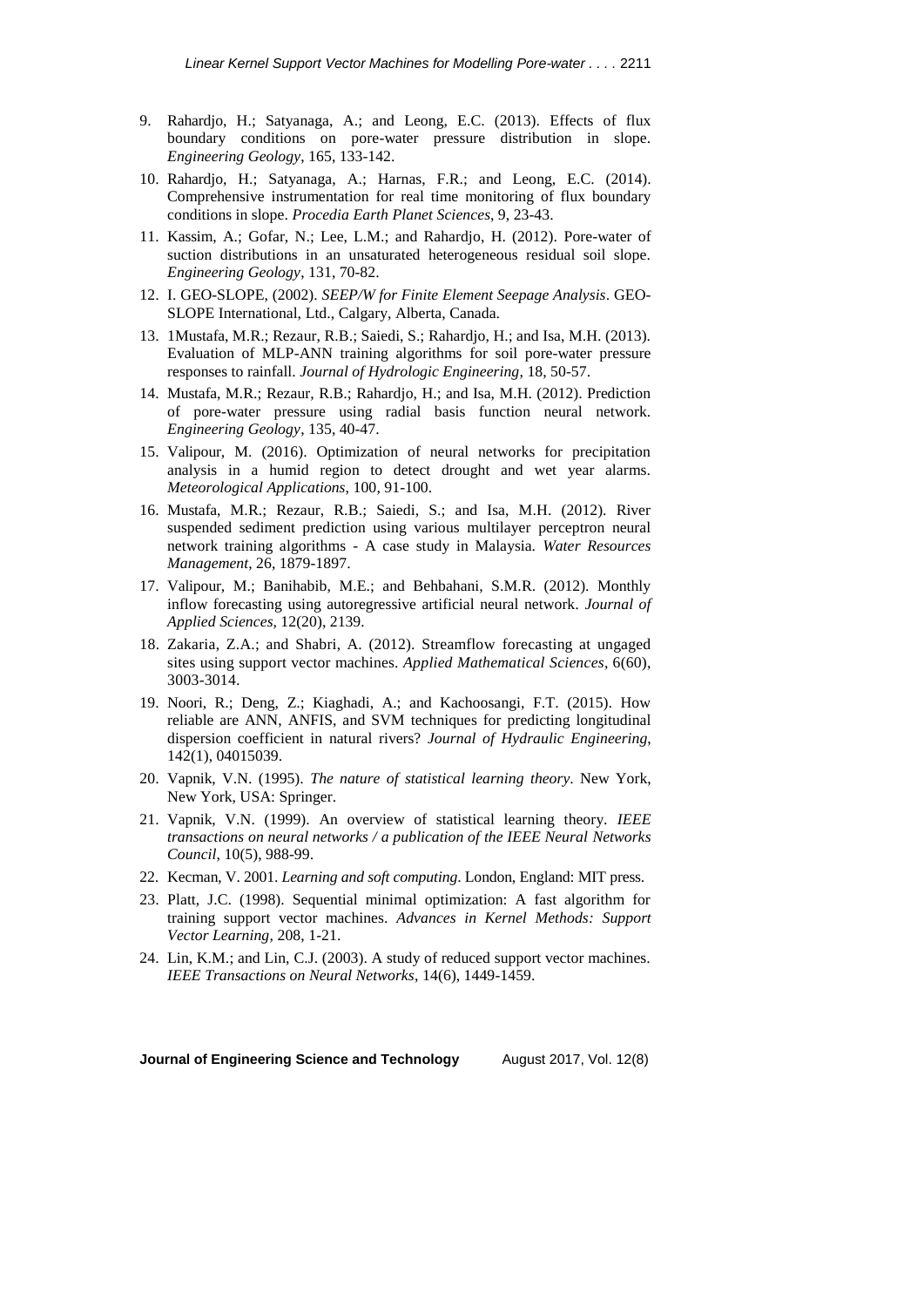9. Rahardjo, H.; Satyanaga, A.; and Leong, E.C. (2013). Effects of flux boundary conditions on pore-water pressure distribution in slope. *Engineering Geology*, 165, 133-142.
10. Rahardjo, H.; Satyanaga, A.; Harnas, F.R.; and Leong, E.C. (2014). Comprehensive instrumentation for real time monitoring of flux boundary conditions in slope. *Procedia Earth Planet Sciences*, 9, 23-43.
11. Kassim, A.; Gofar, N.; Lee, L.M.; and Rahardjo, H. (2012). Pore-water of suction distributions in an unsaturated heterogeneous residual soil slope. *Engineering Geology*, 131, 70-82.
12. I. GEO-SLOPE, (2002). *SEEP/W for Finite Element Seepage Analysis*. GEO-SLOPE International, Ltd., Calgary, Alberta, Canada.
13. 1Mustafa, M.R.; Rezaur, R.B.; Saiedi, S.; Rahardjo, H.; and Isa, M.H. (2013). Evaluation of MLP-ANN training algorithms for soil pore-water pressure responses to rainfall. *Journal of Hydrologic Engineering*, 18, 50-57.
14. Mustafa, M.R.; Rezaur, R.B.; Rahardjo, H.; and Isa, M.H. (2012). Prediction of pore-water pressure using radial basis function neural network. *Engineering Geology*, 135, 40-47.
15. Valipour, M. (2016). Optimization of neural networks for precipitation analysis in a humid region to detect drought and wet year alarms. *Meteorological Applications*, 100, 91-100.
16. Mustafa, M.R.; Rezaur, R.B.; Saiedi, S.; and Isa, M.H. (2012). River suspended sediment prediction using various multilayer perceptron neural network training algorithms - A case study in Malaysia. *Water Resources Management*, 26, 1879-1897.
17. Valipour, M.; Banihabib, M.E.; and Behbahani, S.M.R. (2012). Monthly inflow forecasting using autoregressive artificial neural network. *Journal of Applied Sciences,* 12(20), 2139.
18. Zakaria, Z.A.; and Shabri, A. (2012). Streamflow forecasting at ungaged sites using support vector machines. *Applied Mathematical Sciences*, 6(60), 3003-3014.
19. Noori, R.; Deng, Z.; Kiaghadi, A.; and Kachoosangi, F.T. (2015). How reliable are ANN, ANFIS, and SVM techniques for predicting longitudinal dispersion coefficient in natural rivers? *Journal of Hydraulic Engineering*, 142(1), 04015039.
20. Vapnik, V.N. (1995). *The nature of statistical learning theory*. New York, New York, USA: Springer.
21. Vapnik, V.N. (1999). An overview of statistical learning theory. *IEEE transactions on neural networks / a publication of the IEEE Neural Networks Council*, 10(5), 988-99.
22. Kecman, V. 2001. *Learning and soft computing*. London, England: MIT press.
23. Platt, J.C. (1998). Sequential minimal optimization: A fast algorithm for training support vector machines. *Advances in Kernel Methods: Support Vector Learning*, 208, 1-21.
24. Lin, K.M.; and Lin, C.J. (2003). A study of reduced support vector machines. *IEEE Transactions on Neural Networks*, 14(6), 1449-1459.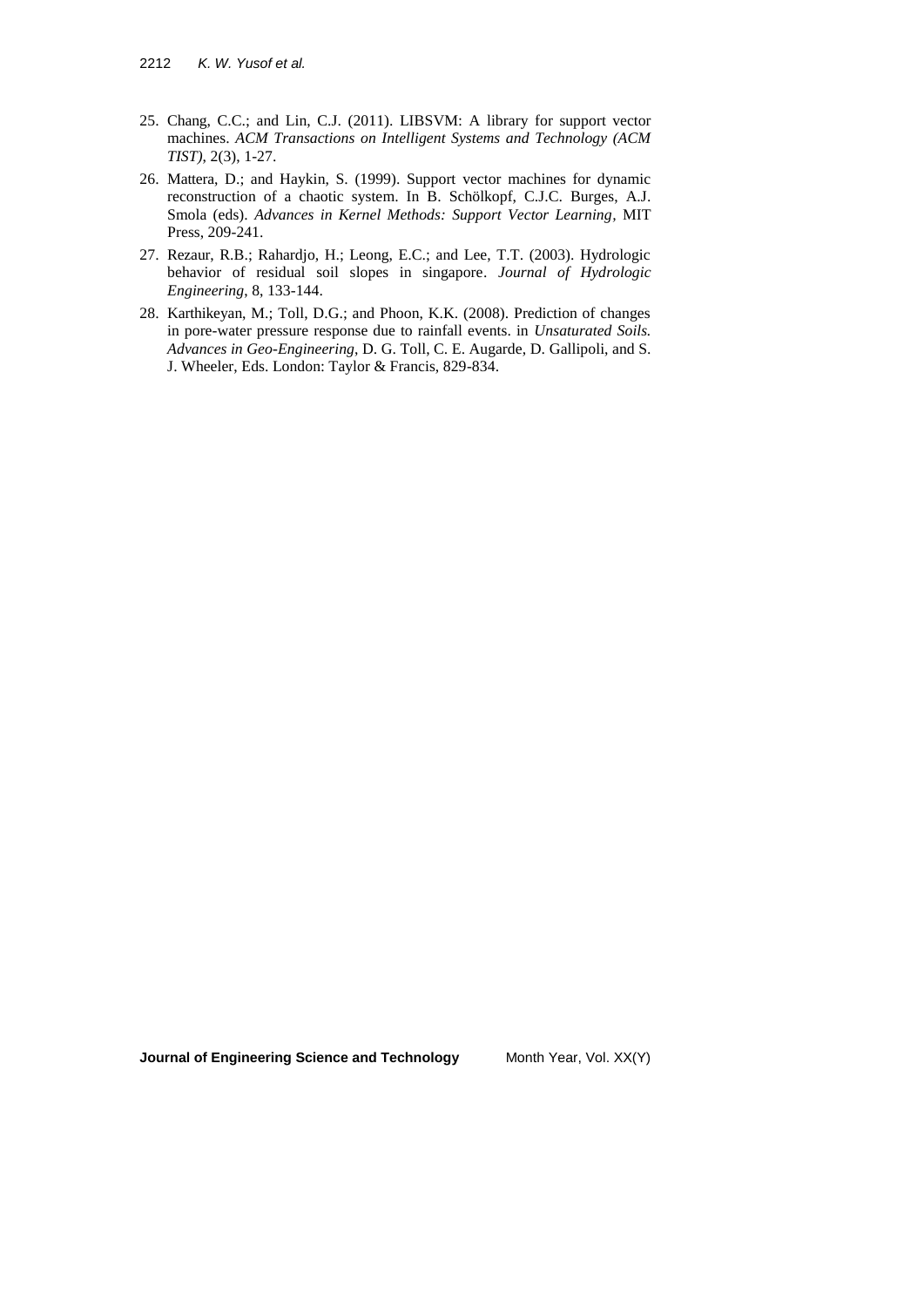25. Chang, C.C.; and Lin, C.J. (2011). LIBSVM: A library for support vector machines. *ACM Transactions on Intelligent Systems and Technology (ACM TIST)*, 2(3), 1-27.
26. Mattera, D.; and Haykin, S. (1999). Support vector machines for dynamic reconstruction of a chaotic system. In B. Schölkopf, C.J.C. Burges, A.J. Smola (eds). *Advances in Kernel Methods: Support Vector Learning*, MIT Press, 209-241.
27. Rezaur, R.B.; Rahardjo, H.; Leong, E.C.; and Lee, T.T. (2003). Hydrologic behavior of residual soil slopes in singapore. *Journal of Hydrologic Engineering*, 8, 133-144.
28. Karthikeyan, M.; Toll, D.G.; and Phoon, K.K. (2008). Prediction of changes in pore-water pressure response due to rainfall events. in *Unsaturated Soils. Advances in Geo-Engineering*, D. G. Toll, C. E. Augarde, D. Gallipoli, and S. J. Wheeler, Eds. London: Taylor & Francis, 829-834.